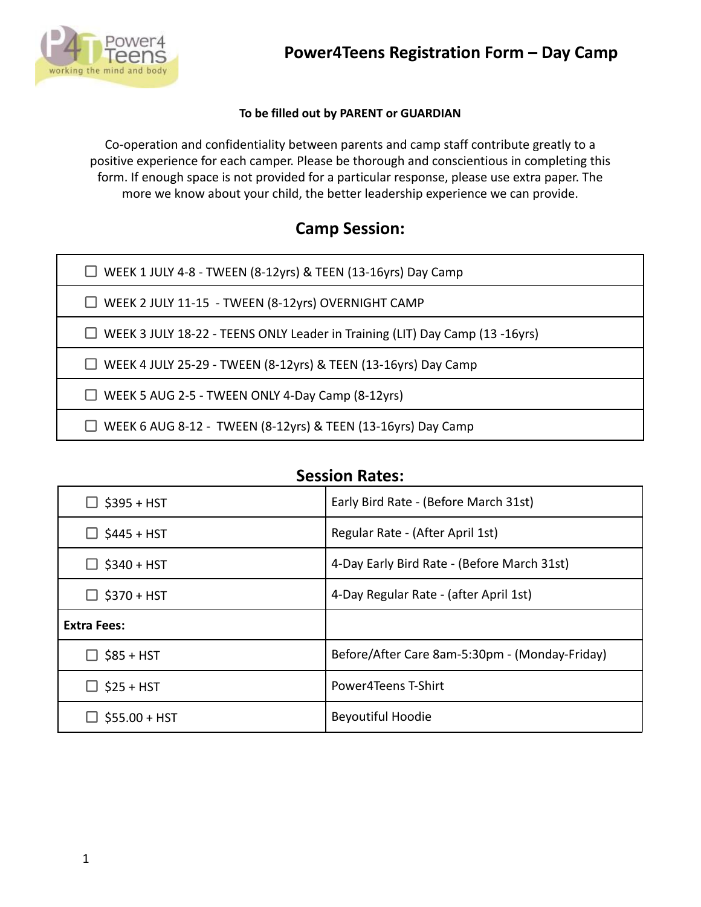# Power4Teens Registration Form – Day Camp

**To be filled out by PARENT or GUARDIAN**

Co-operation and confidentiality between parents and camp staff contribute greatly to a positive experience for each camper. Please be thorough and conscientious in completing this form. If enough space is not provided for a particular response, please use extra paper. The more we know about your child, the better leadership experience we can provide.

## Camp Session:

| |
|---|
| ☐ WEEK 1 JULY 4-8 - TWEEN (8-12yrs) & TEEN (13-16yrs) Day Camp |
| ☐ WEEK 2 JULY 11-15 - TWEEN (8-12yrs) OVERNIGHT CAMP |
| ☐ WEEK 3 JULY 18-22 - TEENS ONLY Leader in Training (LIT) Day Camp (13 -16yrs) |
| ☐ WEEK 4 JULY 25-29 - TWEEN (8-12yrs) & TEEN (13-16yrs) Day Camp |
| ☐ WEEK 5 AUG 2-5 - TWEEN ONLY 4-Day Camp (8-12yrs) |
| ☐ WEEK 6 AUG 8-12 - TWEEN (8-12yrs) & TEEN (13-16yrs) Day Camp |

## Session Rates:

| | |
|---|---|
| ☐ $395 + HST | Early Bird Rate - (Before March 31st) |
| ☐ $445 + HST | Regular Rate - (After April 1st) |
| ☐ $340 + HST | 4-Day Early Bird Rate - (Before March 31st) |
| ☐ $370 + HST | 4-Day Regular Rate - (after April 1st) |
| **Extra Fees:** | |
| ☐ $85 + HST | Before/After Care 8am-5:30pm - (Monday-Friday) |
| ☐ $25 + HST | Power4Teens T-Shirt |
| ☐ $55.00 + HST | Beyoutiful Hoodie |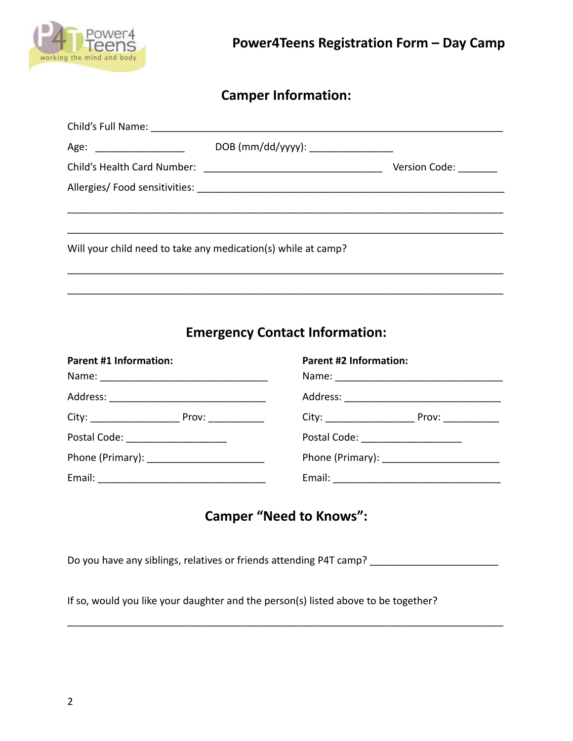# Power4Teens Registration Form – Day Camp

## Camper Information:

Child's Full Name: ______________________________________________________________

Age: ________________ DOB (mm/dd/yyyy): _______________

Child's Health Card Number: ________________________________ Version Code: _______

Allergies/ Food sensitivities: _______________________________________________________

_____________________________________________________________________________

_____________________________________________________________________________

Will your child need to take any medication(s) while at camp?

_____________________________________________________________________________

_____________________________________________________________________________

## Emergency Contact Information:

**Parent #1 Information:**

Name: ______________________________

Address: ____________________________

City: ________________ Prov: __________

Postal Code: __________________

Phone (Primary): _____________________

Email: ______________________________

**Parent #2 Information:**

Name: ______________________________

Address: ____________________________

City: ________________ Prov: __________

Postal Code: __________________

Phone (Primary): _____________________

Email: ______________________________

## Camper "Need to Knows":

Do you have any siblings, relatives or friends attending P4T camp? _______________________

If so, would you like your daughter and the person(s) listed above to be together?

_____________________________________________________________________________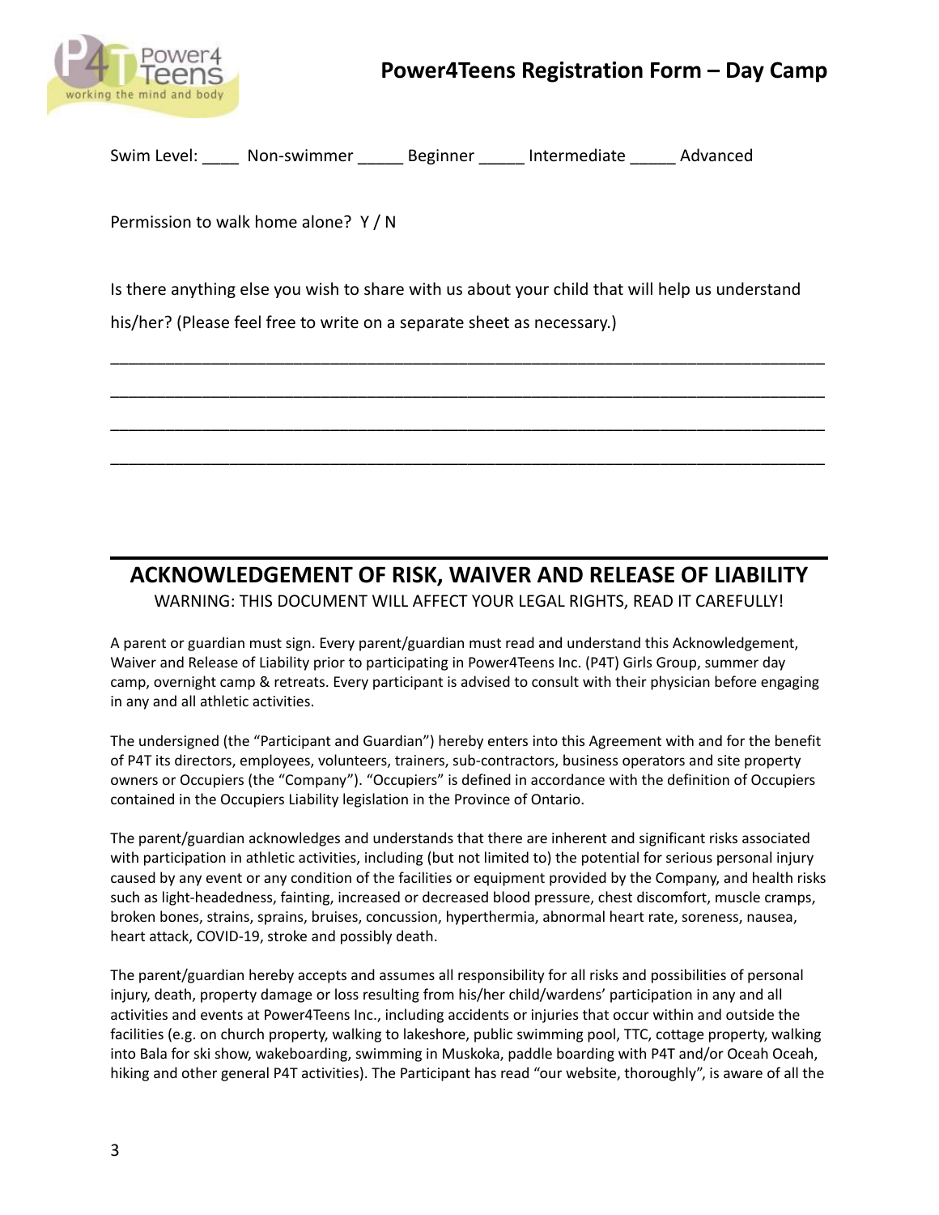Swim Level: ____ Non-swimmer _____ Beginner _____ Intermediate _____ Advanced

Permission to walk home alone? Y / N

Is there anything else you wish to share with us about your child that will help us understand his/her? (Please feel free to write on a separate sheet as necessary.)

_____________________________________________________________________________

_____________________________________________________________________________

_____________________________________________________________________________

_____________________________________________________________________________

## ACKNOWLEDGEMENT OF RISK, WAIVER AND RELEASE OF LIABILITY

WARNING: THIS DOCUMENT WILL AFFECT YOUR LEGAL RIGHTS, READ IT CAREFULLY!

A parent or guardian must sign. Every parent/guardian must read and understand this Acknowledgement, Waiver and Release of Liability prior to participating in Power4Teens Inc. (P4T) Girls Group, summer day camp, overnight camp & retreats. Every participant is advised to consult with their physician before engaging in any and all athletic activities.

The undersigned (the "Participant and Guardian") hereby enters into this Agreement with and for the benefit of P4T its directors, employees, volunteers, trainers, sub-contractors, business operators and site property owners or Occupiers (the "Company"). "Occupiers" is defined in accordance with the definition of Occupiers contained in the Occupiers Liability legislation in the Province of Ontario.

The parent/guardian acknowledges and understands that there are inherent and significant risks associated with participation in athletic activities, including (but not limited to) the potential for serious personal injury caused by any event or any condition of the facilities or equipment provided by the Company, and health risks such as light-headedness, fainting, increased or decreased blood pressure, chest discomfort, muscle cramps, broken bones, strains, sprains, bruises, concussion, hyperthermia, abnormal heart rate, soreness, nausea, heart attack, COVID-19, stroke and possibly death.

The parent/guardian hereby accepts and assumes all responsibility for all risks and possibilities of personal injury, death, property damage or loss resulting from his/her child/wardens' participation in any and all activities and events at Power4Teens Inc., including accidents or injuries that occur within and outside the facilities (e.g. on church property, walking to lakeshore, public swimming pool, TTC, cottage property, walking into Bala for ski show, wakeboarding, swimming in Muskoka, paddle boarding with P4T and/or Oceah Oceah, hiking and other general P4T activities). The Participant has read "our website, thoroughly", is aware of all the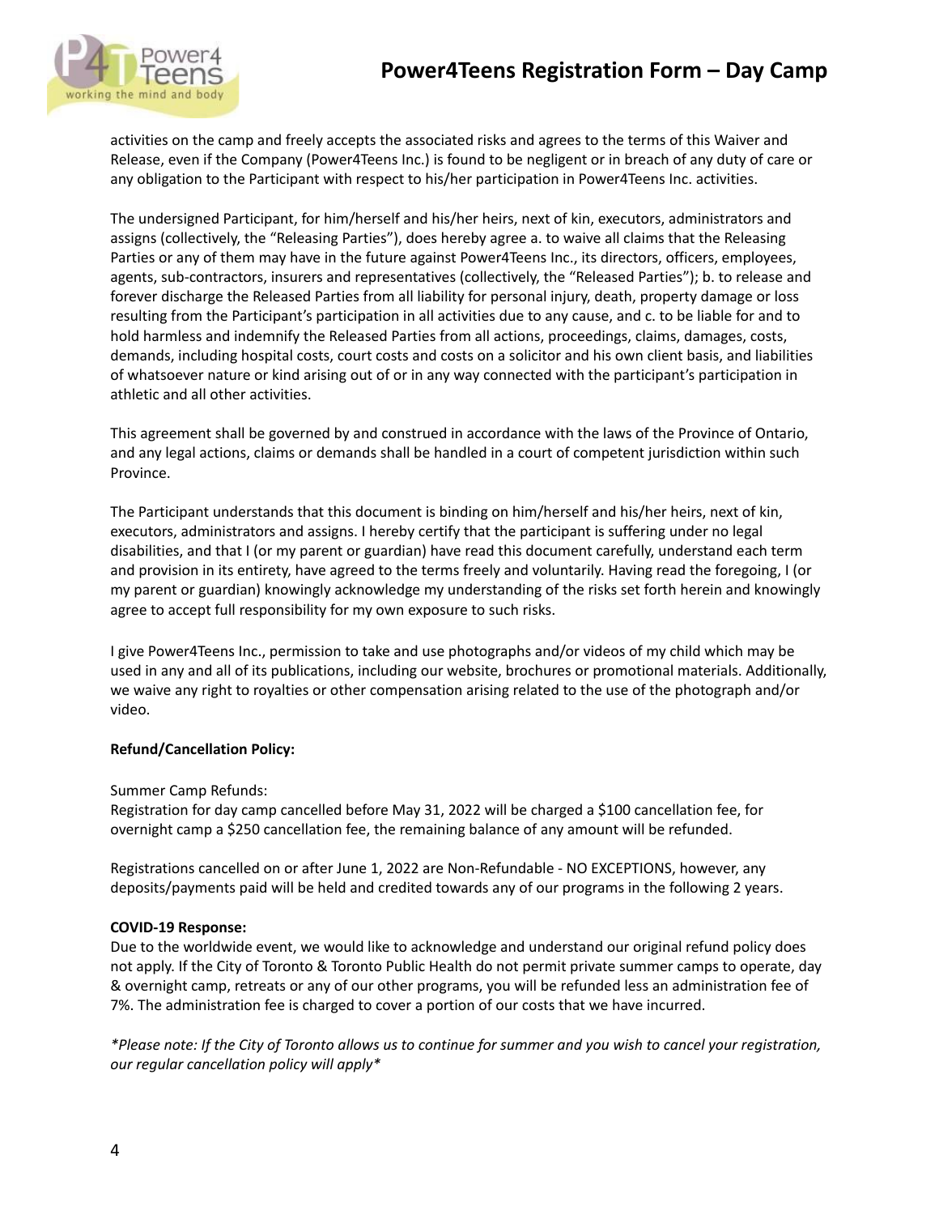activities on the camp and freely accepts the associated risks and agrees to the terms of this Waiver and Release, even if the Company (Power4Teens Inc.) is found to be negligent or in breach of any duty of care or any obligation to the Participant with respect to his/her participation in Power4Teens Inc. activities.

The undersigned Participant, for him/herself and his/her heirs, next of kin, executors, administrators and assigns (collectively, the "Releasing Parties"), does hereby agree a. to waive all claims that the Releasing Parties or any of them may have in the future against Power4Teens Inc., its directors, officers, employees, agents, sub-contractors, insurers and representatives (collectively, the "Released Parties"); b. to release and forever discharge the Released Parties from all liability for personal injury, death, property damage or loss resulting from the Participant's participation in all activities due to any cause, and c. to be liable for and to hold harmless and indemnify the Released Parties from all actions, proceedings, claims, damages, costs, demands, including hospital costs, court costs and costs on a solicitor and his own client basis, and liabilities of whatsoever nature or kind arising out of or in any way connected with the participant's participation in athletic and all other activities.

This agreement shall be governed by and construed in accordance with the laws of the Province of Ontario, and any legal actions, claims or demands shall be handled in a court of competent jurisdiction within such Province.

The Participant understands that this document is binding on him/herself and his/her heirs, next of kin, executors, administrators and assigns. I hereby certify that the participant is suffering under no legal disabilities, and that I (or my parent or guardian) have read this document carefully, understand each term and provision in its entirety, have agreed to the terms freely and voluntarily. Having read the foregoing, I (or my parent or guardian) knowingly acknowledge my understanding of the risks set forth herein and knowingly agree to accept full responsibility for my own exposure to such risks.

I give Power4Teens Inc., permission to take and use photographs and/or videos of my child which may be used in any and all of its publications, including our website, brochures or promotional materials. Additionally, we waive any right to royalties or other compensation arising related to the use of the photograph and/or video.

**Refund/Cancellation Policy:**

Summer Camp Refunds:
Registration for day camp cancelled before May 31, 2022 will be charged a $100 cancellation fee, for overnight camp a $250 cancellation fee, the remaining balance of any amount will be refunded.

Registrations cancelled on or after June 1, 2022 are Non-Refundable - NO EXCEPTIONS, however, any deposits/payments paid will be held and credited towards any of our programs in the following 2 years.

**COVID-19 Response:**
Due to the worldwide event, we would like to acknowledge and understand our original refund policy does not apply. If the City of Toronto & Toronto Public Health do not permit private summer camps to operate, day & overnight camp, retreats or any of our other programs, you will be refunded less an administration fee of 7%. The administration fee is charged to cover a portion of our costs that we have incurred.

*\*Please note: If the City of Toronto allows us to continue for summer and you wish to cancel your registration, our regular cancellation policy will apply\**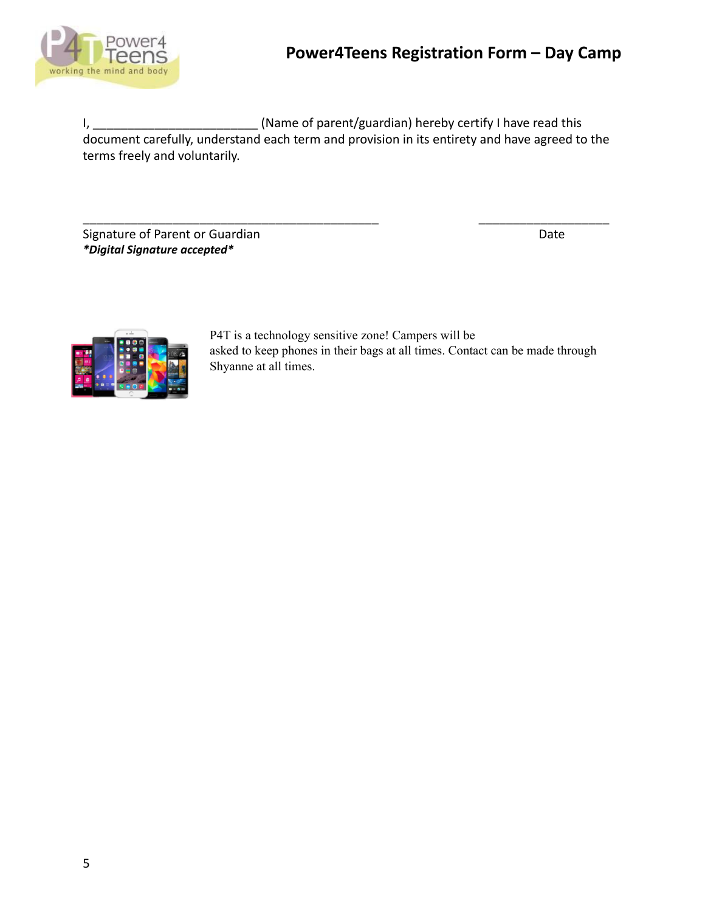# Power4Teens Registration Form – Day Camp

I, ________________________ (Name of parent/guardian) hereby certify I have read this document carefully, understand each term and provision in its entirety and have agreed to the terms freely and voluntarily.

_____________________________________________ ____________________

Signature of Parent or Guardian Date

***Digital Signature accepted***

P4T is a technology sensitive zone! Campers will be asked to keep phones in their bags at all times. Contact can be made through Shyanne at all times.